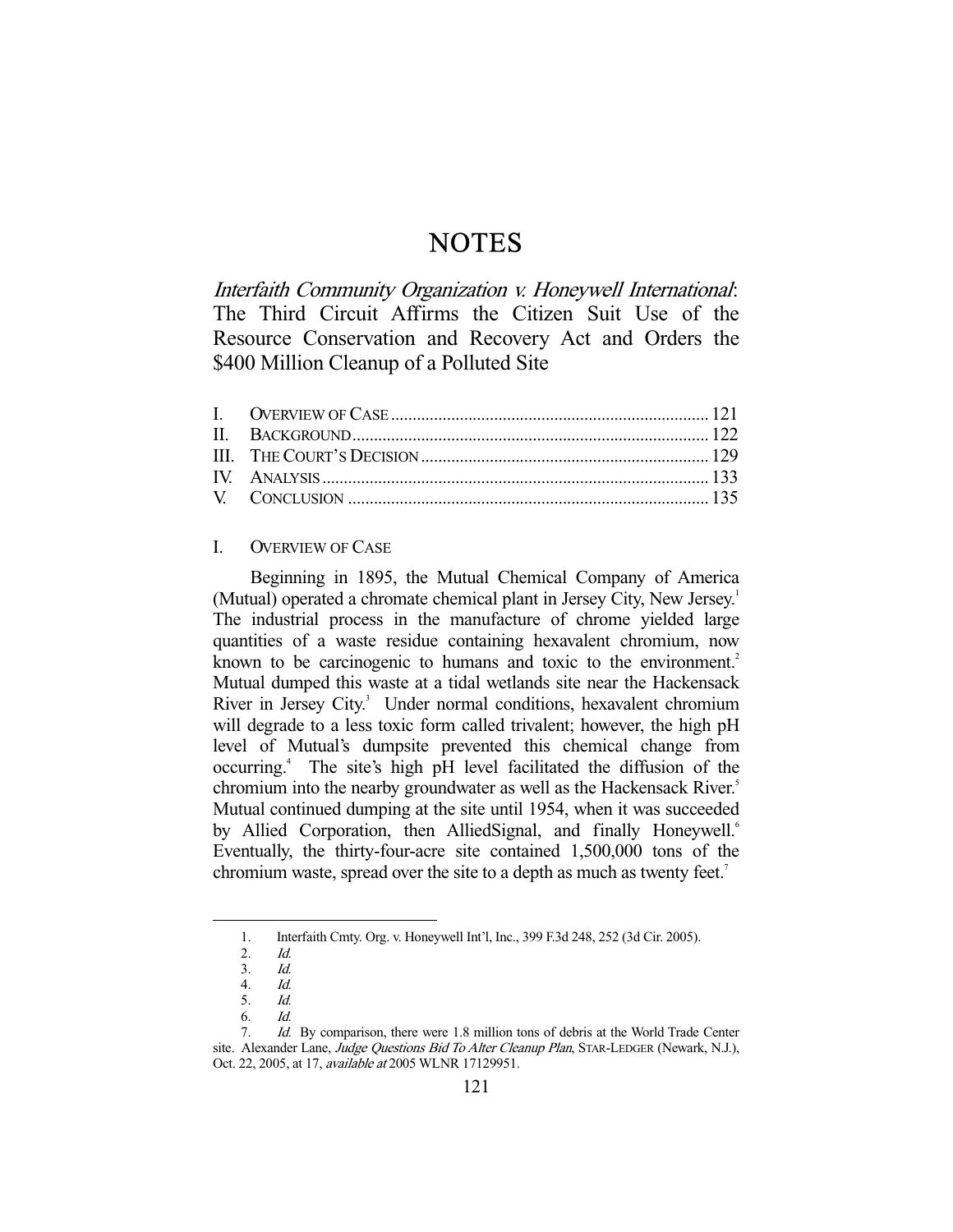# NOTES

## *Interfaith Community Organization v. Honeywell International*: The Third Circuit Affirms the Citizen Suit Use of the Resource Conservation and Recovery Act and Orders the $400 Million Cleanup of a Polluted Site

| | | |
|---|---|---|
| I. | OVERVIEW OF CASE | 121 |
| II. | BACKGROUND | 122 |
| III. | THE COURT'S DECISION | 129 |
| IV. | ANALYSIS | 133 |
| V. | CONCLUSION | 135 |

### I. OVERVIEW OF CASE

Beginning in 1895, the Mutual Chemical Company of America (Mutual) operated a chromate chemical plant in Jersey City, New Jersey.[1] The industrial process in the manufacture of chrome yielded large quantities of a waste residue containing hexavalent chromium, now known to be carcinogenic to humans and toxic to the environment.[2] Mutual dumped this waste at a tidal wetlands site near the Hackensack River in Jersey City.[3] Under normal conditions, hexavalent chromium will degrade to a less toxic form called trivalent; however, the high pH level of Mutual's dumpsite prevented this chemical change from occurring.[4] The site's high pH level facilitated the diffusion of the chromium into the nearby groundwater as well as the Hackensack River.[5] Mutual continued dumping at the site until 1954, when it was succeeded by Allied Corporation, then AlliedSignal, and finally Honeywell.[6] Eventually, the thirty-four-acre site contained 1,500,000 tons of the chromium waste, spread over the site to a depth as much as twenty feet.[7]

---

1. Interfaith Cmty. Org. v. Honeywell Int'l, Inc., 399 F.3d 248, 252 (3d Cir. 2005).
2. *Id.*
3. *Id.*
4. *Id.*
5. *Id.*
6. *Id.*
7. *Id.* By comparison, there were 1.8 million tons of debris at the World Trade Center site. Alexander Lane, *Judge Questions Bid To Alter Cleanup Plan*, STAR-LEDGER (Newark, N.J.), Oct. 22, 2005, at 17, *available at* 2005 WLNR 17129951.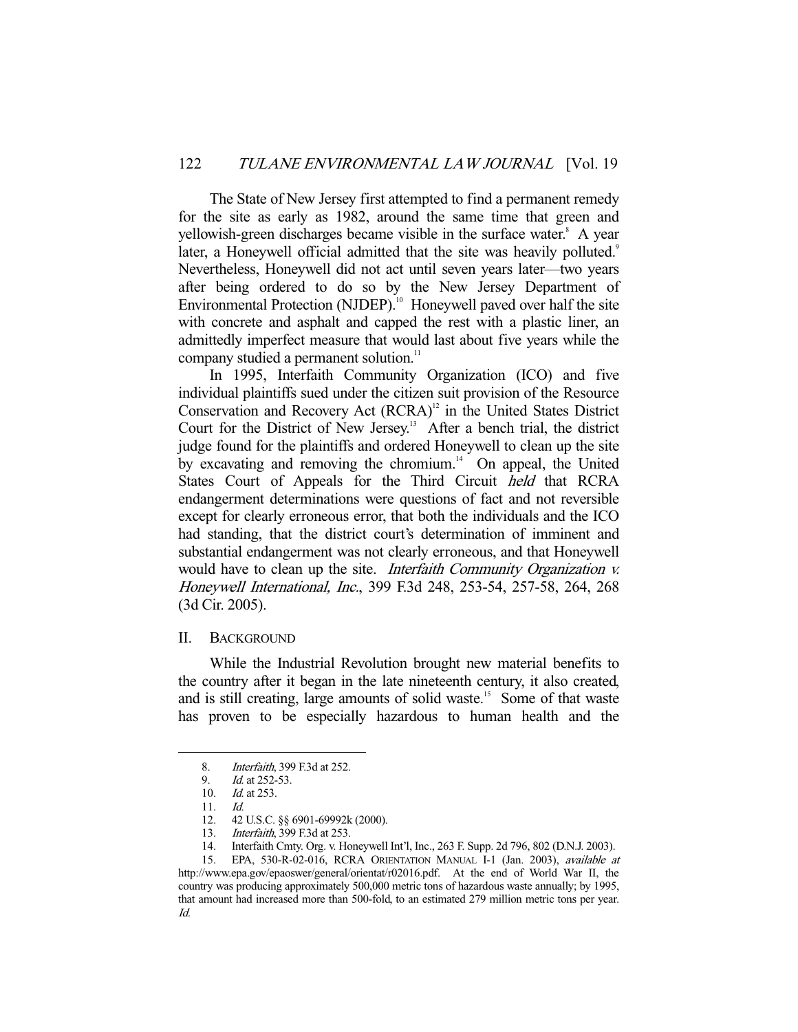The State of New Jersey first attempted to find a permanent remedy for the site as early as 1982, around the same time that green and yellowish-green discharges became visible in the surface water.[8] A year later, a Honeywell official admitted that the site was heavily polluted.[9] Nevertheless, Honeywell did not act until seven years later—two years after being ordered to do so by the New Jersey Department of Environmental Protection (NJDEP).[10] Honeywell paved over half the site with concrete and asphalt and capped the rest with a plastic liner, an admittedly imperfect measure that would last about five years while the company studied a permanent solution.[11]

In 1995, Interfaith Community Organization (ICO) and five individual plaintiffs sued under the citizen suit provision of the Resource Conservation and Recovery Act (RCRA)[12] in the United States District Court for the District of New Jersey.[13] After a bench trial, the district judge found for the plaintiffs and ordered Honeywell to clean up the site by excavating and removing the chromium.[14] On appeal, the United States Court of Appeals for the Third Circuit *held* that RCRA endangerment determinations were questions of fact and not reversible except for clearly erroneous error, that both the individuals and the ICO had standing, that the district court's determination of imminent and substantial endangerment was not clearly erroneous, and that Honeywell would have to clean up the site. *Interfaith Community Organization v. Honeywell International, Inc.*, 399 F.3d 248, 253-54, 257-58, 264, 268 (3d Cir. 2005).

## II. BACKGROUND

While the Industrial Revolution brought new material benefits to the country after it began in the late nineteenth century, it also created, and is still creating, large amounts of solid waste.[15] Some of that waste has proven to be especially hazardous to human health and the

---

8. *Interfaith*, 399 F.3d at 252.
9. *Id.* at 252-53.
10. *Id.* at 253.
11. *Id.*
12. 42 U.S.C. §§ 6901-69992k (2000).
13. *Interfaith*, 399 F.3d at 253.
14. Interfaith Cmty. Org. v. Honeywell Int'l, Inc., 263 F. Supp. 2d 796, 802 (D.N.J. 2003).
15. EPA, 530-R-02-016, RCRA ORIENTATION MANUAL I-1 (Jan. 2003), *available at* http://www.epa.gov/epaoswer/general/orientat/r02016.pdf. At the end of World War II, the country was producing approximately 500,000 metric tons of hazardous waste annually; by 1995, that amount had increased more than 500-fold, to an estimated 279 million metric tons per year. *Id.*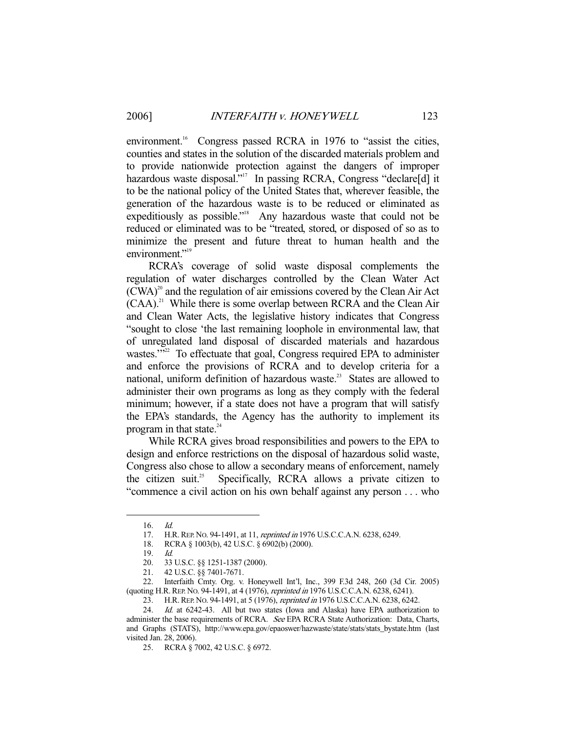environment.[16] Congress passed RCRA in 1976 to "assist the cities, counties and states in the solution of the discarded materials problem and to provide nationwide protection against the dangers of improper hazardous waste disposal."[17] In passing RCRA, Congress "declare[d] it to be the national policy of the United States that, wherever feasible, the generation of the hazardous waste is to be reduced or eliminated as expeditiously as possible."[18] Any hazardous waste that could not be reduced or eliminated was to be "treated, stored, or disposed of so as to minimize the present and future threat to human health and the environment."[19]

RCRA's coverage of solid waste disposal complements the regulation of water discharges controlled by the Clean Water Act (CWA)[20] and the regulation of air emissions covered by the Clean Air Act (CAA).[21] While there is some overlap between RCRA and the Clean Air and Clean Water Acts, the legislative history indicates that Congress "sought to close 'the last remaining loophole in environmental law, that of unregulated land disposal of discarded materials and hazardous wastes.'"[22] To effectuate that goal, Congress required EPA to administer and enforce the provisions of RCRA and to develop criteria for a national, uniform definition of hazardous waste.[23] States are allowed to administer their own programs as long as they comply with the federal minimum; however, if a state does not have a program that will satisfy the EPA's standards, the Agency has the authority to implement its program in that state.[24]

While RCRA gives broad responsibilities and powers to the EPA to design and enforce restrictions on the disposal of hazardous solid waste, Congress also chose to allow a secondary means of enforcement, namely the citizen suit.[25] Specifically, RCRA allows a private citizen to "commence a civil action on his own behalf against any person . . . who

---

16. *Id.*

17. H.R. REP. NO. 94-1491, at 11, *reprinted in* 1976 U.S.C.C.A.N. 6238, 6249.

18. RCRA § 1003(b), 42 U.S.C. § 6902(b) (2000).

19. *Id.*

20. 33 U.S.C. §§ 1251-1387 (2000).

21. 42 U.S.C. §§ 7401-7671.

22. Interfaith Cmty. Org. v. Honeywell Int'l, Inc., 399 F.3d 248, 260 (3d Cir. 2005) (quoting H.R. REP. NO. 94-1491, at 4 (1976), *reprinted in* 1976 U.S.C.C.A.N. 6238, 6241).

23. H.R. REP. NO. 94-1491, at 5 (1976), *reprinted in* 1976 U.S.C.C.A.N. 6238, 6242.

24. *Id.* at 6242-43. All but two states (Iowa and Alaska) have EPA authorization to administer the base requirements of RCRA. *See* EPA RCRA State Authorization: Data, Charts, and Graphs (STATS), http://www.epa.gov/epaoswer/hazwaste/state/stats/stats_bystate.htm (last visited Jan. 28, 2006).

25. RCRA § 7002, 42 U.S.C. § 6972.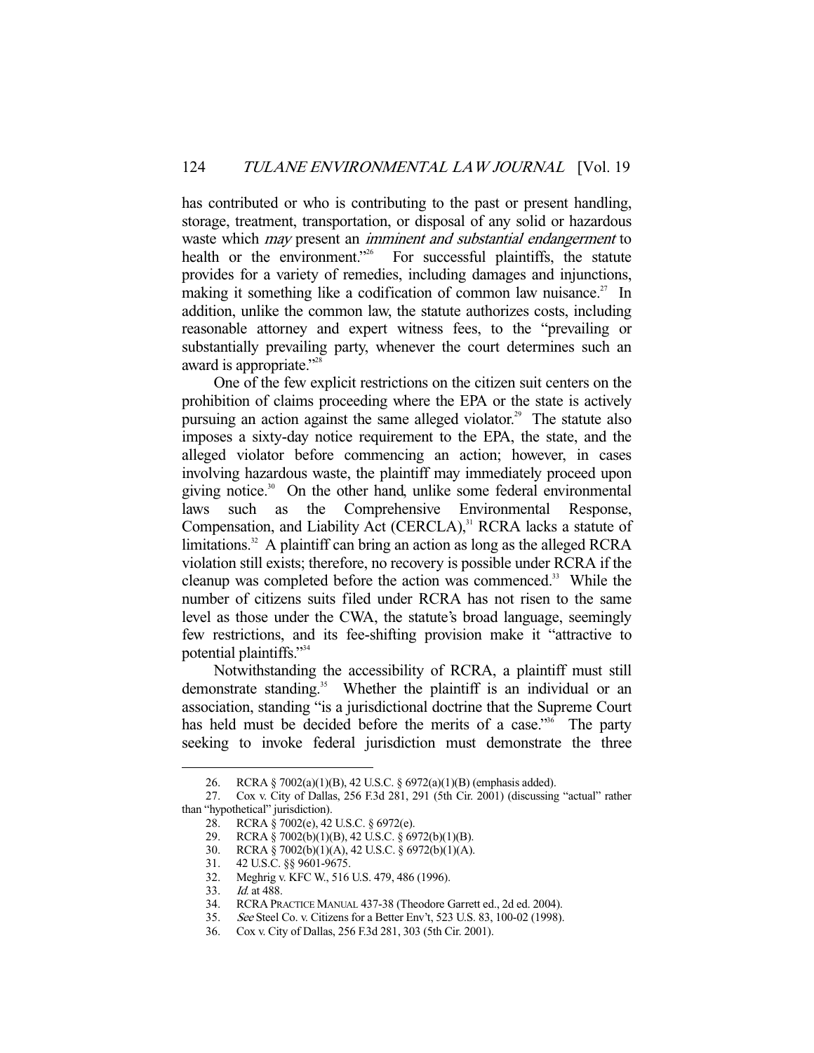has contributed or who is contributing to the past or present handling, storage, treatment, transportation, or disposal of any solid or hazardous waste which *may* present an *imminent and substantial endangerment* to health or the environment."[26] For successful plaintiffs, the statute provides for a variety of remedies, including damages and injunctions, making it something like a codification of common law nuisance.[27] In addition, unlike the common law, the statute authorizes costs, including reasonable attorney and expert witness fees, to the "prevailing or substantially prevailing party, whenever the court determines such an award is appropriate."[28]

One of the few explicit restrictions on the citizen suit centers on the prohibition of claims proceeding where the EPA or the state is actively pursuing an action against the same alleged violator.[29] The statute also imposes a sixty-day notice requirement to the EPA, the state, and the alleged violator before commencing an action; however, in cases involving hazardous waste, the plaintiff may immediately proceed upon giving notice.[30] On the other hand, unlike some federal environmental laws such as the Comprehensive Environmental Response, Compensation, and Liability Act (CERCLA),[31] RCRA lacks a statute of limitations.[32] A plaintiff can bring an action as long as the alleged RCRA violation still exists; therefore, no recovery is possible under RCRA if the cleanup was completed before the action was commenced.[33] While the number of citizens suits filed under RCRA has not risen to the same level as those under the CWA, the statute's broad language, seemingly few restrictions, and its fee-shifting provision make it "attractive to potential plaintiffs."[34]

Notwithstanding the accessibility of RCRA, a plaintiff must still demonstrate standing.[35] Whether the plaintiff is an individual or an association, standing "is a jurisdictional doctrine that the Supreme Court has held must be decided before the merits of a case."[36] The party seeking to invoke federal jurisdiction must demonstrate the three

---

26. RCRA § 7002(a)(1)(B), 42 U.S.C. § 6972(a)(1)(B) (emphasis added).

27. Cox v. City of Dallas, 256 F.3d 281, 291 (5th Cir. 2001) (discussing "actual" rather than "hypothetical" jurisdiction).

28. RCRA § 7002(e), 42 U.S.C. § 6972(e).

29. RCRA § 7002(b)(1)(B), 42 U.S.C. § 6972(b)(1)(B).

30. RCRA § 7002(b)(1)(A), 42 U.S.C. § 6972(b)(1)(A).

31. 42 U.S.C. §§ 9601-9675.

32. Meghrig v. KFC W., 516 U.S. 479, 486 (1996).

33. *Id.* at 488.

34. RCRA PRACTICE MANUAL 437-38 (Theodore Garrett ed., 2d ed. 2004).

35. *See* Steel Co. v. Citizens for a Better Env't, 523 U.S. 83, 100-02 (1998).

36. Cox v. City of Dallas, 256 F.3d 281, 303 (5th Cir. 2001).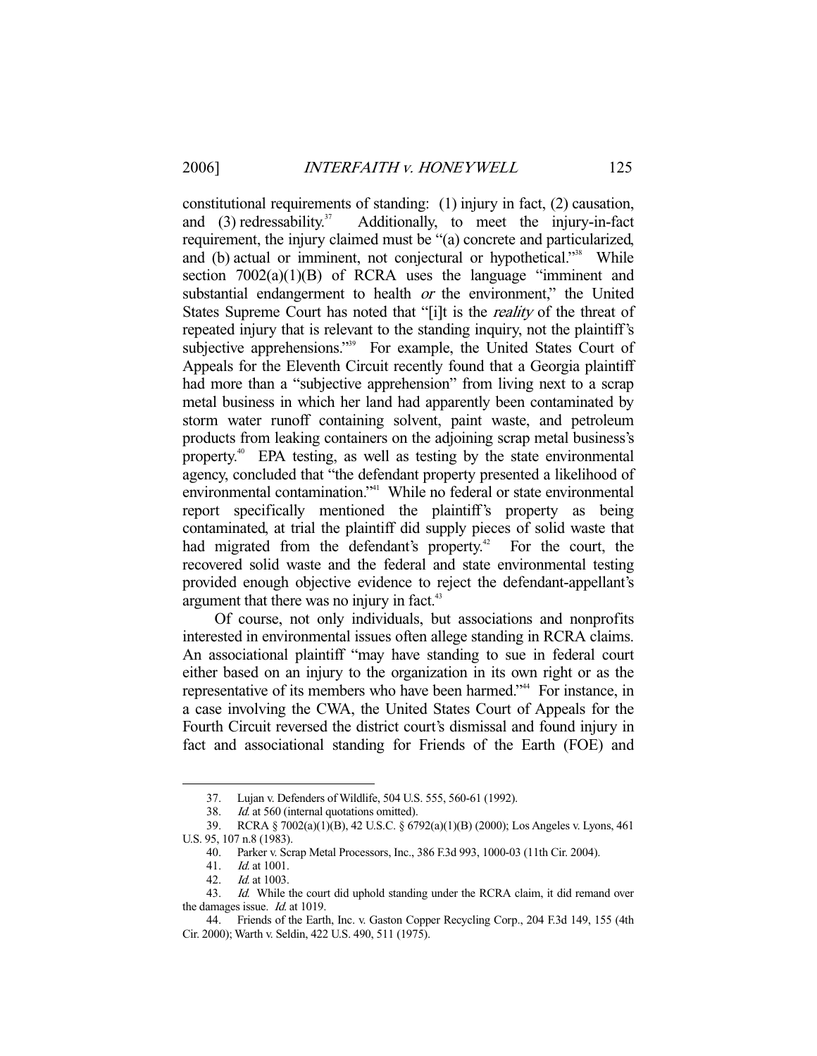constitutional requirements of standing: (1) injury in fact, (2) causation, and (3) redressability.[37] Additionally, to meet the injury-in-fact requirement, the injury claimed must be "(a) concrete and particularized, and (b) actual or imminent, not conjectural or hypothetical."[38] While section 7002(a)(1)(B) of RCRA uses the language "imminent and substantial endangerment to health *or* the environment," the United States Supreme Court has noted that "[i]t is the *reality* of the threat of repeated injury that is relevant to the standing inquiry, not the plaintiff's subjective apprehensions."[39] For example, the United States Court of Appeals for the Eleventh Circuit recently found that a Georgia plaintiff had more than a "subjective apprehension" from living next to a scrap metal business in which her land had apparently been contaminated by storm water runoff containing solvent, paint waste, and petroleum products from leaking containers on the adjoining scrap metal business's property.[40] EPA testing, as well as testing by the state environmental agency, concluded that "the defendant property presented a likelihood of environmental contamination."[41] While no federal or state environmental report specifically mentioned the plaintiff's property as being contaminated, at trial the plaintiff did supply pieces of solid waste that had migrated from the defendant's property.[42] For the court, the recovered solid waste and the federal and state environmental testing provided enough objective evidence to reject the defendant-appellant's argument that there was no injury in fact.[43]

Of course, not only individuals, but associations and nonprofits interested in environmental issues often allege standing in RCRA claims. An associational plaintiff "may have standing to sue in federal court either based on an injury to the organization in its own right or as the representative of its members who have been harmed."[44] For instance, in a case involving the CWA, the United States Court of Appeals for the Fourth Circuit reversed the district court's dismissal and found injury in fact and associational standing for Friends of the Earth (FOE) and

---

37. Lujan v. Defenders of Wildlife, 504 U.S. 555, 560-61 (1992).

38. *Id.* at 560 (internal quotations omitted).

39. RCRA § 7002(a)(1)(B), 42 U.S.C. § 6792(a)(1)(B) (2000); Los Angeles v. Lyons, 461 U.S. 95, 107 n.8 (1983).

40. Parker v. Scrap Metal Processors, Inc., 386 F.3d 993, 1000-03 (11th Cir. 2004).

41. *Id.* at 1001.

42. *Id.* at 1003.

43. *Id.* While the court did uphold standing under the RCRA claim, it did remand over the damages issue. *Id.* at 1019.

44. Friends of the Earth, Inc. v. Gaston Copper Recycling Corp., 204 F.3d 149, 155 (4th Cir. 2000); Warth v. Seldin, 422 U.S. 490, 511 (1975).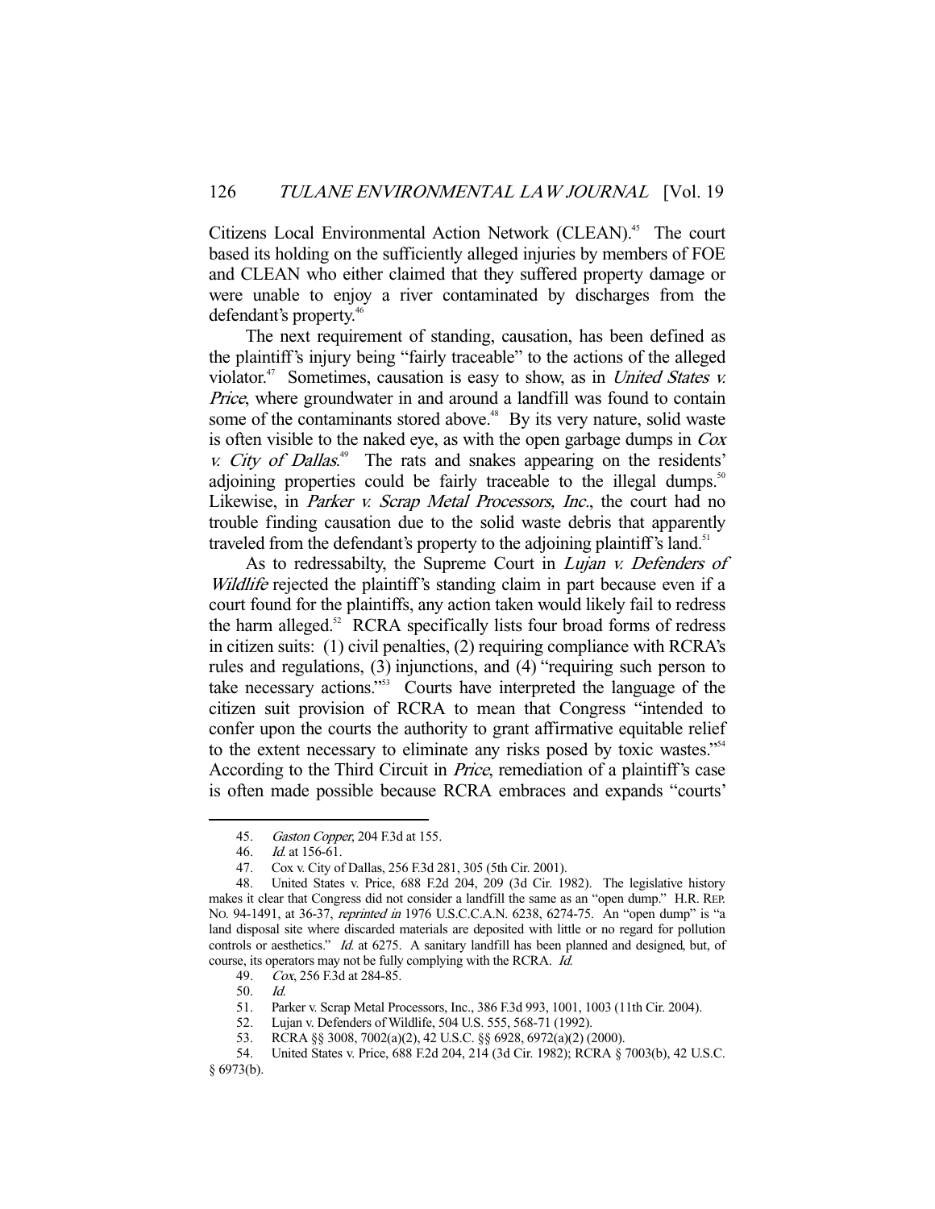Citizens Local Environmental Action Network (CLEAN).[45] The court based its holding on the sufficiently alleged injuries by members of FOE and CLEAN who either claimed that they suffered property damage or were unable to enjoy a river contaminated by discharges from the defendant's property.[46]

The next requirement of standing, causation, has been defined as the plaintiff's injury being "fairly traceable" to the actions of the alleged violator.[47] Sometimes, causation is easy to show, as in *United States v. Price*, where groundwater in and around a landfill was found to contain some of the contaminants stored above.[48] By its very nature, solid waste is often visible to the naked eye, as with the open garbage dumps in *Cox v. City of Dallas*.[49] The rats and snakes appearing on the residents' adjoining properties could be fairly traceable to the illegal dumps.[50] Likewise, in *Parker v. Scrap Metal Processors, Inc.*, the court had no trouble finding causation due to the solid waste debris that apparently traveled from the defendant's property to the adjoining plaintiff's land.[51]

As to redressabilty, the Supreme Court in *Lujan v. Defenders of Wildlife* rejected the plaintiff's standing claim in part because even if a court found for the plaintiffs, any action taken would likely fail to redress the harm alleged.[52] RCRA specifically lists four broad forms of redress in citizen suits: (1) civil penalties, (2) requiring compliance with RCRA's rules and regulations, (3) injunctions, and (4) "requiring such person to take necessary actions."[53] Courts have interpreted the language of the citizen suit provision of RCRA to mean that Congress "intended to confer upon the courts the authority to grant affirmative equitable relief to the extent necessary to eliminate any risks posed by toxic wastes."[54] According to the Third Circuit in *Price*, remediation of a plaintiff's case is often made possible because RCRA embraces and expands "courts'

---

45. *Gaston Copper*, 204 F.3d at 155.

46. *Id.* at 156-61.

47. Cox v. City of Dallas, 256 F.3d 281, 305 (5th Cir. 2001).

48. United States v. Price, 688 F.2d 204, 209 (3d Cir. 1982). The legislative history makes it clear that Congress did not consider a landfill the same as an "open dump." H.R. REP. NO. 94-1491, at 36-37, *reprinted in* 1976 U.S.C.C.A.N. 6238, 6274-75. An "open dump" is "a land disposal site where discarded materials are deposited with little or no regard for pollution controls or aesthetics." *Id.* at 6275. A sanitary landfill has been planned and designed, but, of course, its operators may not be fully complying with the RCRA. *Id.*

49. *Cox*, 256 F.3d at 284-85.

50. *Id.*

51. Parker v. Scrap Metal Processors, Inc., 386 F.3d 993, 1001, 1003 (11th Cir. 2004).

52. Lujan v. Defenders of Wildlife, 504 U.S. 555, 568-71 (1992).

53. RCRA §§ 3008, 7002(a)(2), 42 U.S.C. §§ 6928, 6972(a)(2) (2000).

54. United States v. Price, 688 F.2d 204, 214 (3d Cir. 1982); RCRA § 7003(b), 42 U.S.C. § 6973(b).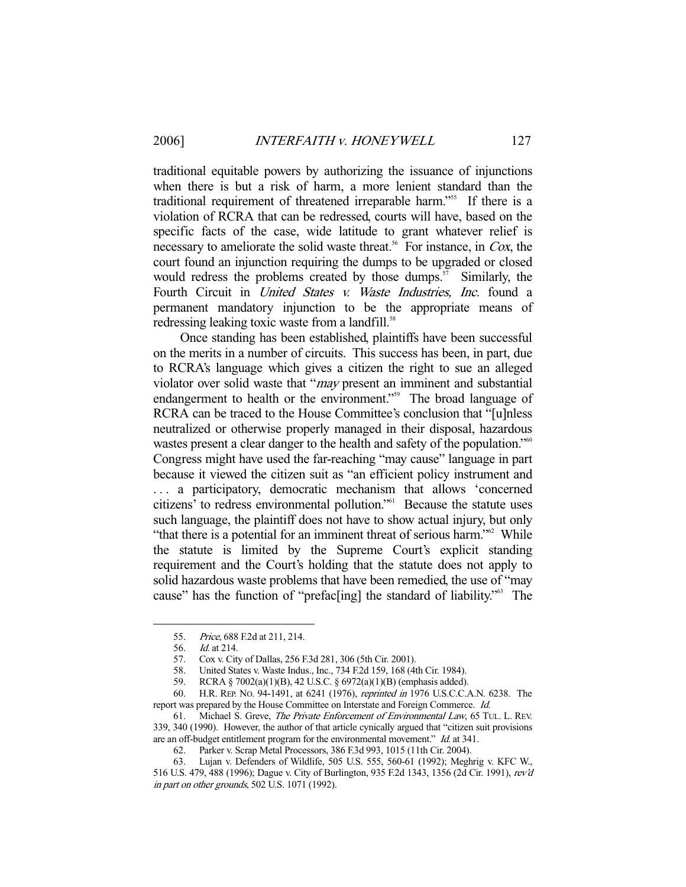traditional equitable powers by authorizing the issuance of injunctions when there is but a risk of harm, a more lenient standard than the traditional requirement of threatened irreparable harm."[55] If there is a violation of RCRA that can be redressed, courts will have, based on the specific facts of the case, wide latitude to grant whatever relief is necessary to ameliorate the solid waste threat.[56] For instance, in *Cox*, the court found an injunction requiring the dumps to be upgraded or closed would redress the problems created by those dumps.[57] Similarly, the Fourth Circuit in *United States v. Waste Industries, Inc.* found a permanent mandatory injunction to be the appropriate means of redressing leaking toxic waste from a landfill.[58]

Once standing has been established, plaintiffs have been successful on the merits in a number of circuits. This success has been, in part, due to RCRA's language which gives a citizen the right to sue an alleged violator over solid waste that "*may* present an imminent and substantial endangerment to health or the environment."[59] The broad language of RCRA can be traced to the House Committee's conclusion that "[u]nless neutralized or otherwise properly managed in their disposal, hazardous wastes present a clear danger to the health and safety of the population."[60] Congress might have used the far-reaching "may cause" language in part because it viewed the citizen suit as "an efficient policy instrument and . . . a participatory, democratic mechanism that allows 'concerned citizens' to redress environmental pollution."[61] Because the statute uses such language, the plaintiff does not have to show actual injury, but only "that there is a potential for an imminent threat of serious harm."[62] While the statute is limited by the Supreme Court's explicit standing requirement and the Court's holding that the statute does not apply to solid hazardous waste problems that have been remedied, the use of "may cause" has the function of "prefac[ing] the standard of liability."[63] The

---

55. *Price*, 688 F.2d at 211, 214.

56. *Id.* at 214.

57. Cox v. City of Dallas, 256 F.3d 281, 306 (5th Cir. 2001).

58. United States v. Waste Indus., Inc., 734 F.2d 159, 168 (4th Cir. 1984).

59. RCRA § 7002(a)(1)(B), 42 U.S.C. § 6972(a)(1)(B) (emphasis added).

60. H.R. REP. NO. 94-1491, at 6241 (1976), *reprinted in* 1976 U.S.C.C.A.N. 6238. The report was prepared by the House Committee on Interstate and Foreign Commerce. *Id.*

61. Michael S. Greve, *The Private Enforcement of Environmental Law*, 65 TUL. L. REV. 339, 340 (1990). However, the author of that article cynically argued that "citizen suit provisions are an off-budget entitlement program for the environmental movement." *Id.* at 341.

62. Parker v. Scrap Metal Processors, 386 F.3d 993, 1015 (11th Cir. 2004).

63. Lujan v. Defenders of Wildlife, 505 U.S. 555, 560-61 (1992); Meghrig v. KFC W., 516 U.S. 479, 488 (1996); Dague v. City of Burlington, 935 F.2d 1343, 1356 (2d Cir. 1991), *rev'd in part on other grounds*, 502 U.S. 1071 (1992).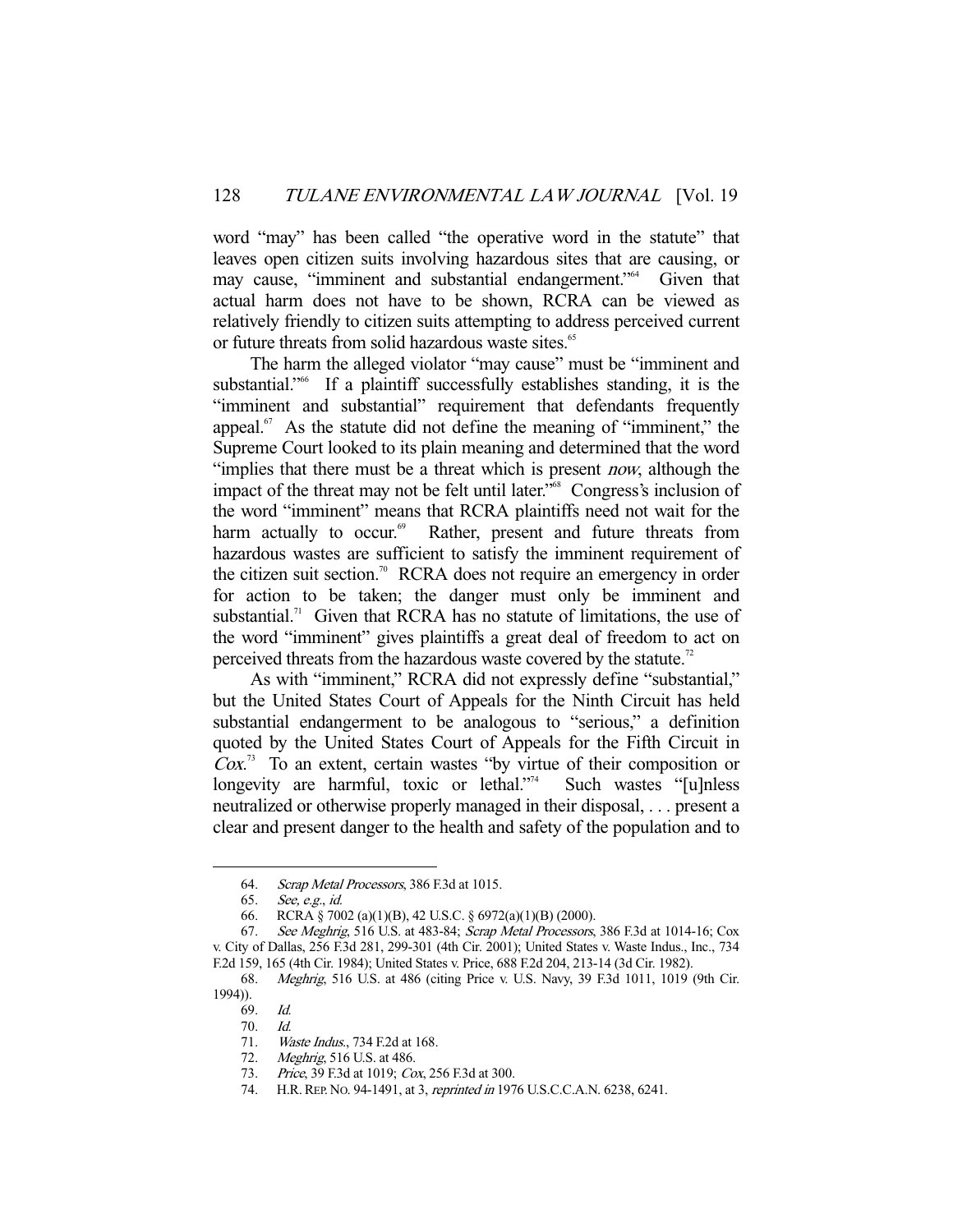word "may" has been called "the operative word in the statute" that leaves open citizen suits involving hazardous sites that are causing, or may cause, "imminent and substantial endangerment."[64] Given that actual harm does not have to be shown, RCRA can be viewed as relatively friendly to citizen suits attempting to address perceived current or future threats from solid hazardous waste sites.[65]

The harm the alleged violator "may cause" must be "imminent and substantial."[66] If a plaintiff successfully establishes standing, it is the "imminent and substantial" requirement that defendants frequently appeal.[67] As the statute did not define the meaning of "imminent," the Supreme Court looked to its plain meaning and determined that the word "implies that there must be a threat which is present *now*, although the impact of the threat may not be felt until later."[68] Congress's inclusion of the word "imminent" means that RCRA plaintiffs need not wait for the harm actually to occur.[69] Rather, present and future threats from hazardous wastes are sufficient to satisfy the imminent requirement of the citizen suit section.[70] RCRA does not require an emergency in order for action to be taken; the danger must only be imminent and substantial.[71] Given that RCRA has no statute of limitations, the use of the word "imminent" gives plaintiffs a great deal of freedom to act on perceived threats from the hazardous waste covered by the statute.[72]

As with "imminent," RCRA did not expressly define "substantial," but the United States Court of Appeals for the Ninth Circuit has held substantial endangerment to be analogous to "serious," a definition quoted by the United States Court of Appeals for the Fifth Circuit in *Cox*.[73] To an extent, certain wastes "by virtue of their composition or longevity are harmful, toxic or lethal."[74] Such wastes "[u]nless neutralized or otherwise properly managed in their disposal, . . . present a clear and present danger to the health and safety of the population and to

---

64. *Scrap Metal Processors*, 386 F.3d at 1015.

65. *See, e.g.*, *id.*

66. RCRA § 7002 (a)(1)(B), 42 U.S.C. § 6972(a)(1)(B) (2000).

67. *See Meghrig*, 516 U.S. at 483-84; *Scrap Metal Processors*, 386 F.3d at 1014-16; Cox v. City of Dallas, 256 F.3d 281, 299-301 (4th Cir. 2001); United States v. Waste Indus., Inc., 734 F.2d 159, 165 (4th Cir. 1984); United States v. Price, 688 F.2d 204, 213-14 (3d Cir. 1982).

68. *Meghrig*, 516 U.S. at 486 (citing Price v. U.S. Navy, 39 F.3d 1011, 1019 (9th Cir. 1994)).

69. *Id.*

70. *Id.*

71. *Waste Indus.*, 734 F.2d at 168.

72. *Meghrig*, 516 U.S. at 486.

73. *Price*, 39 F.3d at 1019; *Cox*, 256 F.3d at 300.

74. H.R. REP. NO. 94-1491, at 3, *reprinted in* 1976 U.S.C.C.A.N. 6238, 6241.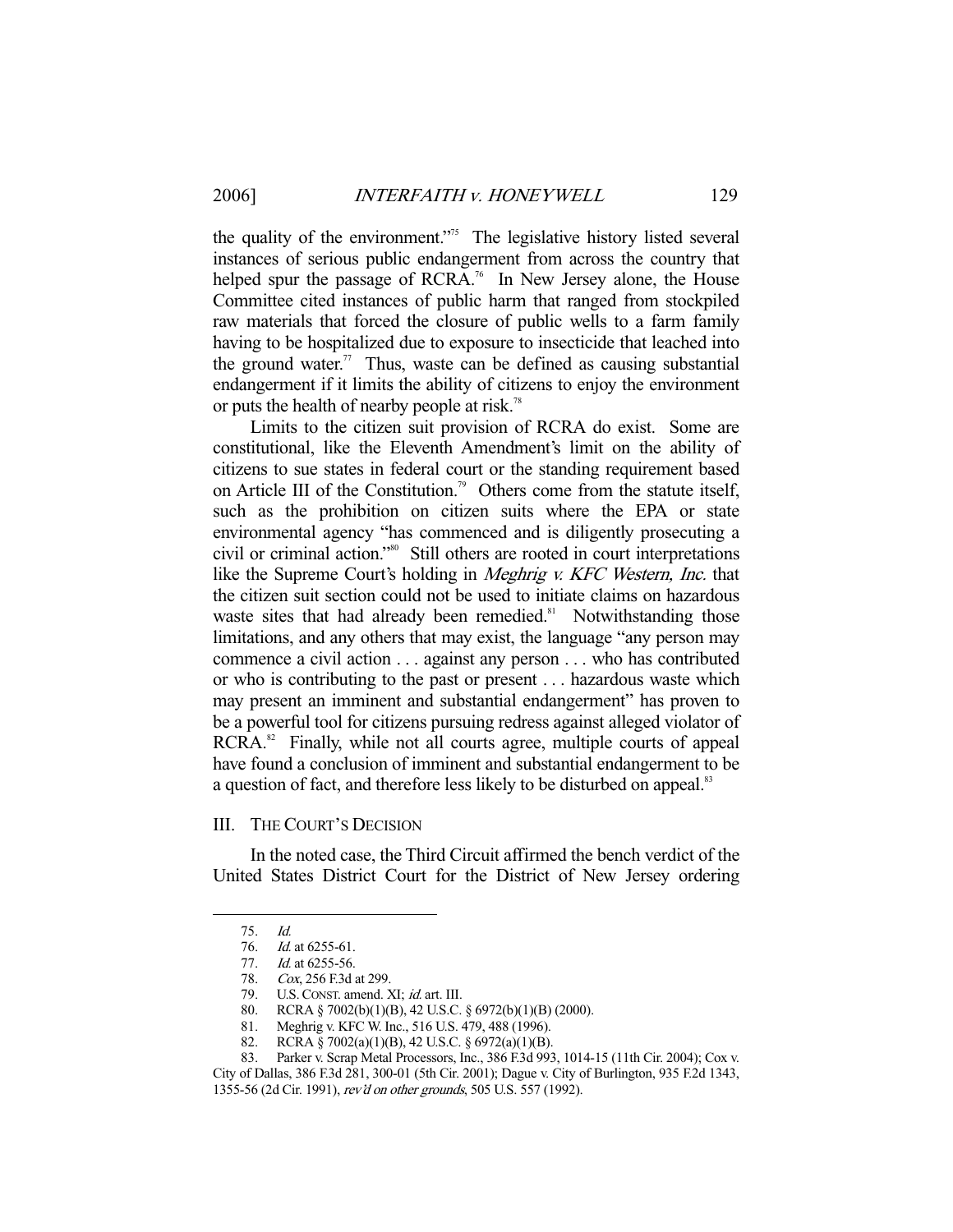the quality of the environment."[75] The legislative history listed several instances of serious public endangerment from across the country that helped spur the passage of RCRA.[76] In New Jersey alone, the House Committee cited instances of public harm that ranged from stockpiled raw materials that forced the closure of public wells to a farm family having to be hospitalized due to exposure to insecticide that leached into the ground water.[77] Thus, waste can be defined as causing substantial endangerment if it limits the ability of citizens to enjoy the environment or puts the health of nearby people at risk.[78]

Limits to the citizen suit provision of RCRA do exist. Some are constitutional, like the Eleventh Amendment's limit on the ability of citizens to sue states in federal court or the standing requirement based on Article III of the Constitution.[79] Others come from the statute itself, such as the prohibition on citizen suits where the EPA or state environmental agency "has commenced and is diligently prosecuting a civil or criminal action."[80] Still others are rooted in court interpretations like the Supreme Court's holding in *Meghrig v. KFC Western, Inc.* that the citizen suit section could not be used to initiate claims on hazardous waste sites that had already been remedied.[81] Notwithstanding those limitations, and any others that may exist, the language "any person may commence a civil action . . . against any person . . . who has contributed or who is contributing to the past or present . . . hazardous waste which may present an imminent and substantial endangerment" has proven to be a powerful tool for citizens pursuing redress against alleged violator of RCRA.[82] Finally, while not all courts agree, multiple courts of appeal have found a conclusion of imminent and substantial endangerment to be a question of fact, and therefore less likely to be disturbed on appeal.[83]

## III. The Court's Decision

In the noted case, the Third Circuit affirmed the bench verdict of the United States District Court for the District of New Jersey ordering

---

75. *Id.*
76. *Id.* at 6255-61.
77. *Id.* at 6255-56.
78. *Cox*, 256 F.3d at 299.
79. U.S. Const. amend. XI; *id.* art. III.
80. RCRA § 7002(b)(1)(B), 42 U.S.C. § 6972(b)(1)(B) (2000).
81. Meghrig v. KFC W. Inc., 516 U.S. 479, 488 (1996).
82. RCRA § 7002(a)(1)(B), 42 U.S.C. § 6972(a)(1)(B).
83. Parker v. Scrap Metal Processors, Inc., 386 F.3d 993, 1014-15 (11th Cir. 2004); Cox v. City of Dallas, 386 F.3d 281, 300-01 (5th Cir. 2001); Dague v. City of Burlington, 935 F.2d 1343, 1355-56 (2d Cir. 1991), *rev'd on other grounds*, 505 U.S. 557 (1992).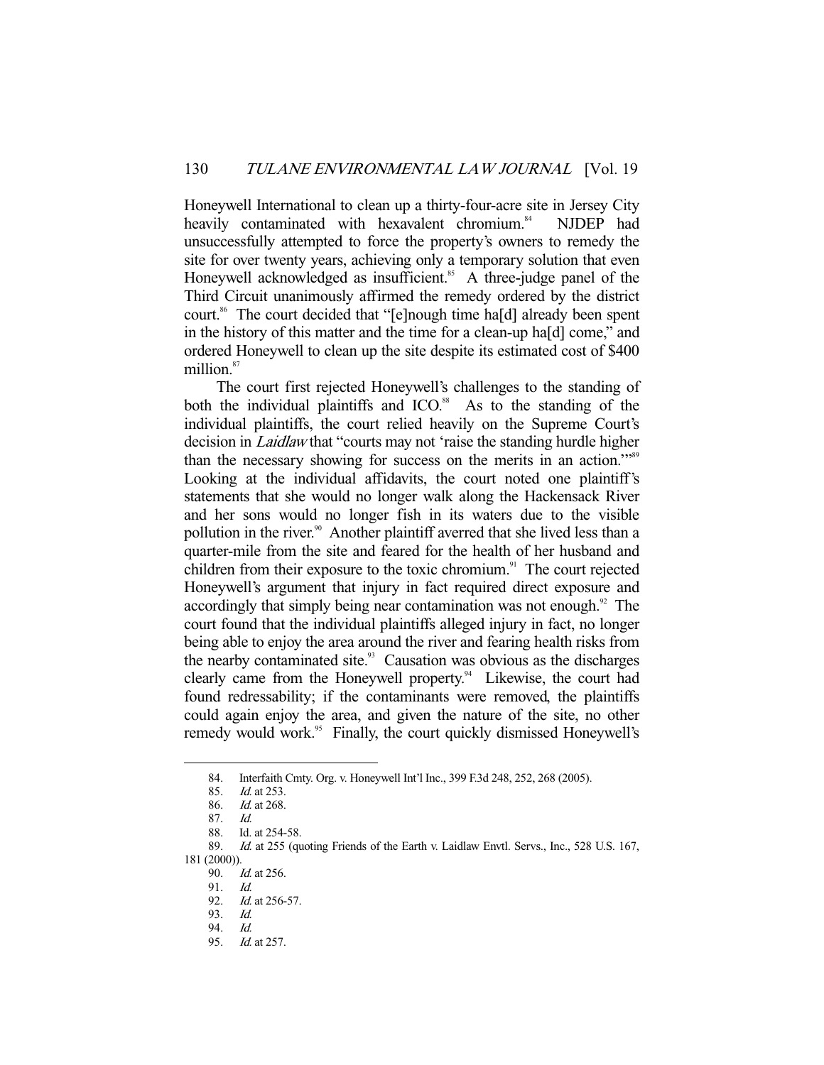Honeywell International to clean up a thirty-four-acre site in Jersey City heavily contaminated with hexavalent chromium.[84] NJDEP had unsuccessfully attempted to force the property's owners to remedy the site for over twenty years, achieving only a temporary solution that even Honeywell acknowledged as insufficient.[85] A three-judge panel of the Third Circuit unanimously affirmed the remedy ordered by the district court.[86] The court decided that "[e]nough time ha[d] already been spent in the history of this matter and the time for a clean-up ha[d] come," and ordered Honeywell to clean up the site despite its estimated cost of $400 million.[87]

The court first rejected Honeywell's challenges to the standing of both the individual plaintiffs and ICO.[88] As to the standing of the individual plaintiffs, the court relied heavily on the Supreme Court's decision in *Laidlaw* that "courts may not 'raise the standing hurdle higher than the necessary showing for success on the merits in an action.'"[89] Looking at the individual affidavits, the court noted one plaintiff's statements that she would no longer walk along the Hackensack River and her sons would no longer fish in its waters due to the visible pollution in the river.[90] Another plaintiff averred that she lived less than a quarter-mile from the site and feared for the health of her husband and children from their exposure to the toxic chromium.[91] The court rejected Honeywell's argument that injury in fact required direct exposure and accordingly that simply being near contamination was not enough.[92] The court found that the individual plaintiffs alleged injury in fact, no longer being able to enjoy the area around the river and fearing health risks from the nearby contaminated site.[93] Causation was obvious as the discharges clearly came from the Honeywell property.[94] Likewise, the court had found redressability; if the contaminants were removed, the plaintiffs could again enjoy the area, and given the nature of the site, no other remedy would work.[95] Finally, the court quickly dismissed Honeywell's

---

84. Interfaith Cmty. Org. v. Honeywell Int'l Inc., 399 F.3d 248, 252, 268 (2005).
85. *Id.* at 253.
86. *Id.* at 268.
87. *Id.*
88. Id. at 254-58.
89. *Id.* at 255 (quoting Friends of the Earth v. Laidlaw Envtl. Servs., Inc., 528 U.S. 167, 181 (2000)).
90. *Id.* at 256.
91. *Id.*
92. *Id.* at 256-57.
93. *Id.*
94. *Id.*
95. *Id.* at 257.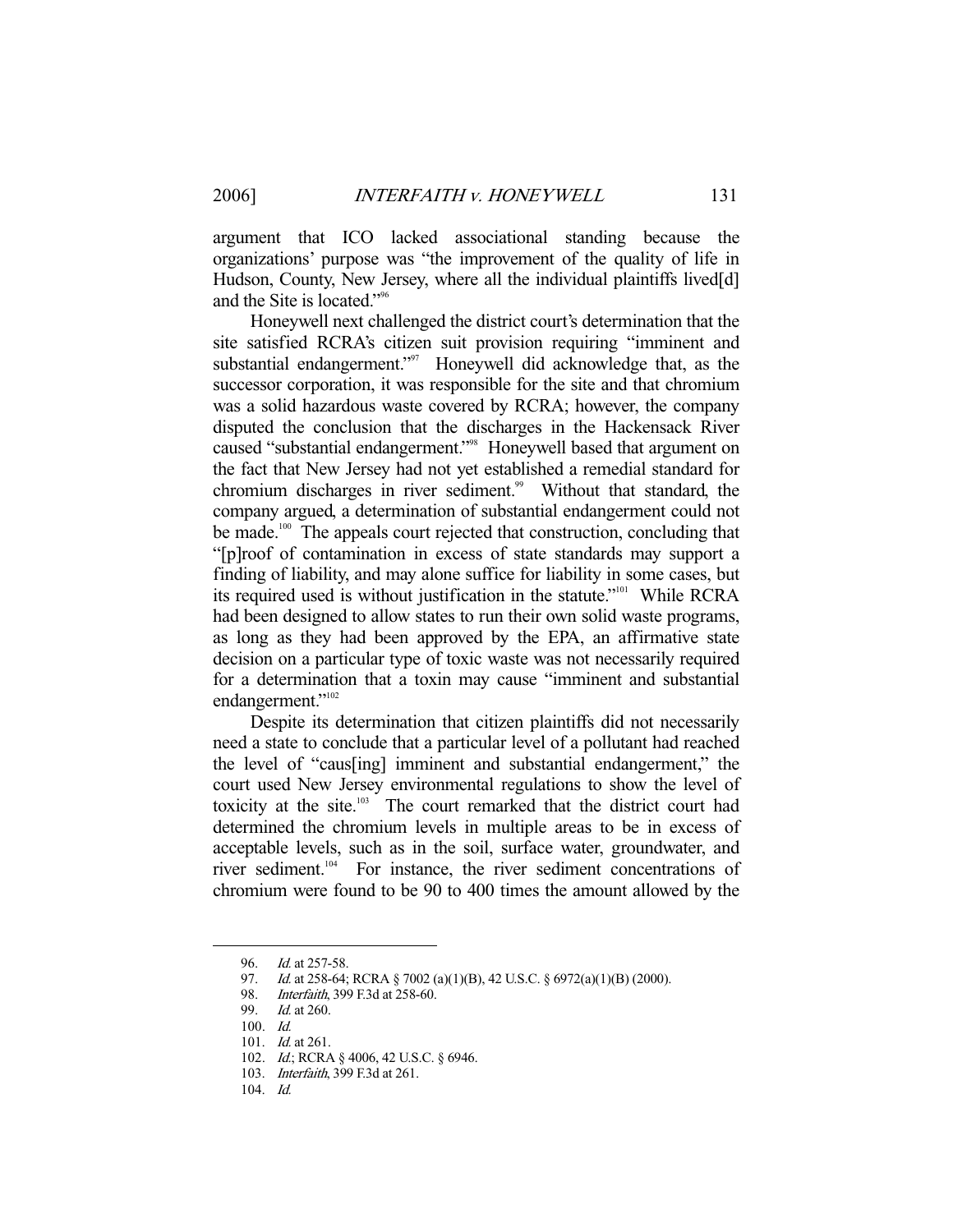argument that ICO lacked associational standing because the organizations' purpose was "the improvement of the quality of life in Hudson, County, New Jersey, where all the individual plaintiffs lived[d] and the Site is located."[96]

Honeywell next challenged the district court's determination that the site satisfied RCRA's citizen suit provision requiring "imminent and substantial endangerment."[97] Honeywell did acknowledge that, as the successor corporation, it was responsible for the site and that chromium was a solid hazardous waste covered by RCRA; however, the company disputed the conclusion that the discharges in the Hackensack River caused "substantial endangerment."[98] Honeywell based that argument on the fact that New Jersey had not yet established a remedial standard for chromium discharges in river sediment.[99] Without that standard, the company argued, a determination of substantial endangerment could not be made.[100] The appeals court rejected that construction, concluding that "[p]roof of contamination in excess of state standards may support a finding of liability, and may alone suffice for liability in some cases, but its required used is without justification in the statute."[101] While RCRA had been designed to allow states to run their own solid waste programs, as long as they had been approved by the EPA, an affirmative state decision on a particular type of toxic waste was not necessarily required for a determination that a toxin may cause "imminent and substantial endangerment."[102]

Despite its determination that citizen plaintiffs did not necessarily need a state to conclude that a particular level of a pollutant had reached the level of "caus[ing] imminent and substantial endangerment," the court used New Jersey environmental regulations to show the level of toxicity at the site.[103] The court remarked that the district court had determined the chromium levels in multiple areas to be in excess of acceptable levels, such as in the soil, surface water, groundwater, and river sediment.[104] For instance, the river sediment concentrations of chromium were found to be 90 to 400 times the amount allowed by the

---

96. *Id.* at 257-58.

97. *Id.* at 258-64; RCRA § 7002 (a)(1)(B), 42 U.S.C. § 6972(a)(1)(B) (2000).

98. *Interfaith*, 399 F.3d at 258-60.

99. *Id.* at 260.

100. *Id.*

101. *Id.* at 261.

102. *Id.*; RCRA § 4006, 42 U.S.C. § 6946.

103. *Interfaith*, 399 F.3d at 261.

104. *Id.*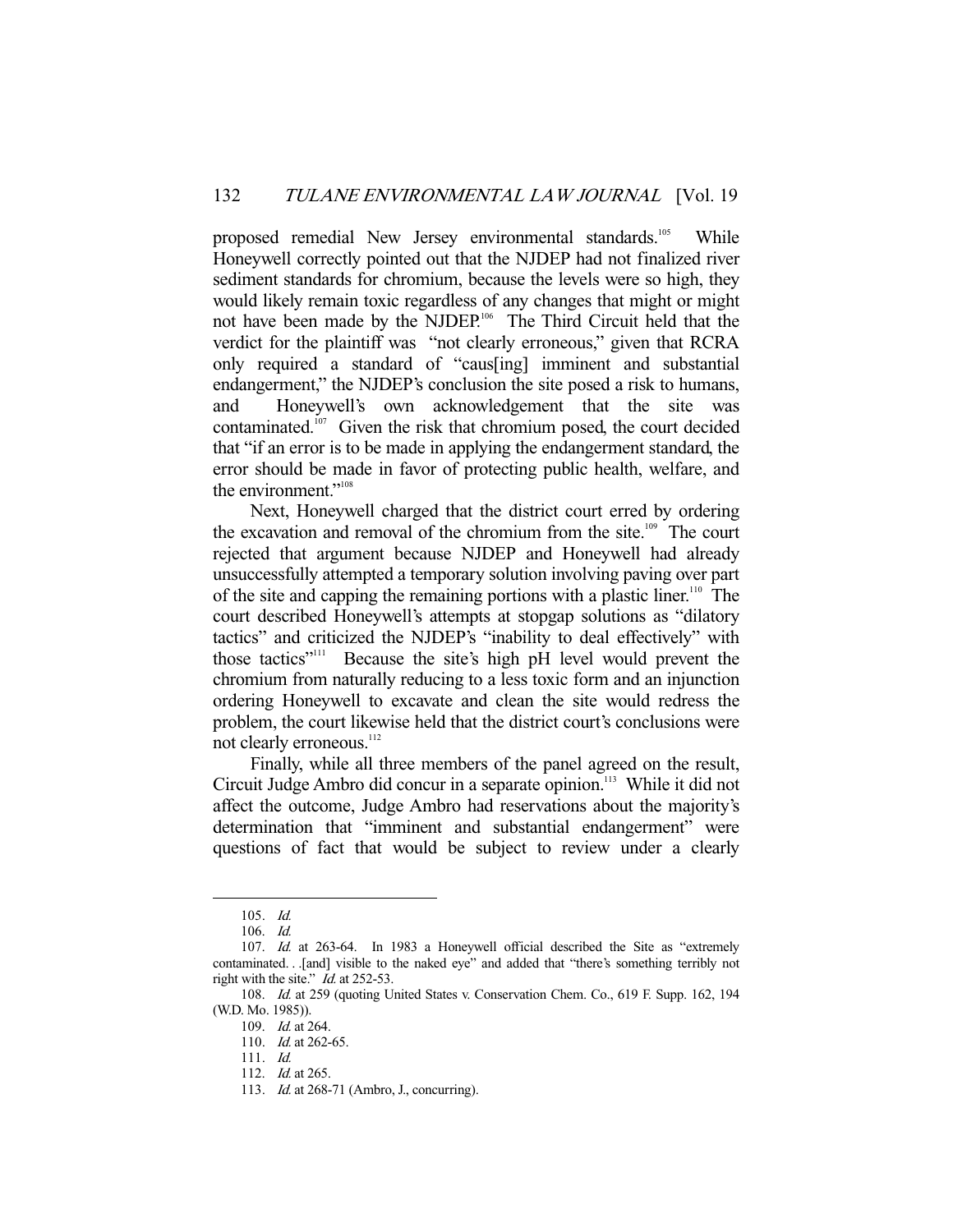proposed remedial New Jersey environmental standards.[105] While Honeywell correctly pointed out that the NJDEP had not finalized river sediment standards for chromium, because the levels were so high, they would likely remain toxic regardless of any changes that might or might not have been made by the NJDEP.[106] The Third Circuit held that the verdict for the plaintiff was "not clearly erroneous," given that RCRA only required a standard of "caus[ing] imminent and substantial endangerment," the NJDEP's conclusion the site posed a risk to humans, and Honeywell's own acknowledgement that the site was contaminated.[107] Given the risk that chromium posed, the court decided that "if an error is to be made in applying the endangerment standard, the error should be made in favor of protecting public health, welfare, and the environment."[108]

Next, Honeywell charged that the district court erred by ordering the excavation and removal of the chromium from the site.[109] The court rejected that argument because NJDEP and Honeywell had already unsuccessfully attempted a temporary solution involving paving over part of the site and capping the remaining portions with a plastic liner.[110] The court described Honeywell's attempts at stopgap solutions as "dilatory tactics" and criticized the NJDEP's "inability to deal effectively" with those tactics"[111] Because the site's high pH level would prevent the chromium from naturally reducing to a less toxic form and an injunction ordering Honeywell to excavate and clean the site would redress the problem, the court likewise held that the district court's conclusions were not clearly erroneous.[112]

Finally, while all three members of the panel agreed on the result, Circuit Judge Ambro did concur in a separate opinion.[113] While it did not affect the outcome, Judge Ambro had reservations about the majority's determination that "imminent and substantial endangerment" were questions of fact that would be subject to review under a clearly

---

105. *Id.*

106. *Id.*

107. *Id.* at 263-64. In 1983 a Honeywell official described the Site as "extremely contaminated. . .[and] visible to the naked eye" and added that "there's something terribly not right with the site." *Id.* at 252-53.

108. *Id.* at 259 (quoting United States v. Conservation Chem. Co., 619 F. Supp. 162, 194 (W.D. Mo. 1985)).

109. *Id.* at 264.

110. *Id.* at 262-65.

111. *Id.*

112. *Id.* at 265.

113. *Id.* at 268-71 (Ambro, J., concurring).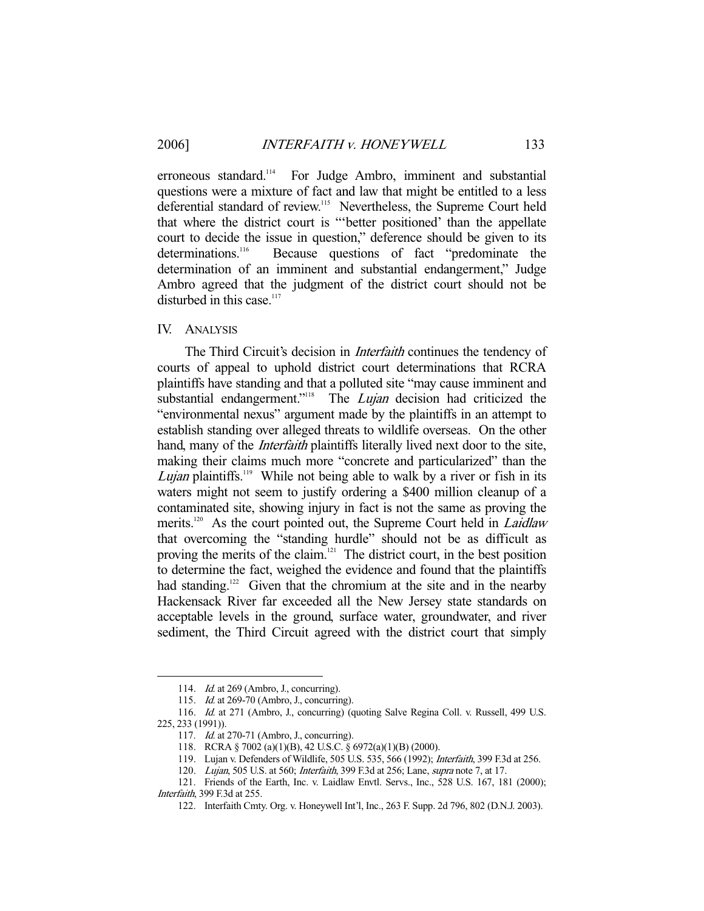erroneous standard.[114] For Judge Ambro, imminent and substantial questions were a mixture of fact and law that might be entitled to a less deferential standard of review.[115] Nevertheless, the Supreme Court held that where the district court is "'better positioned' than the appellate court to decide the issue in question," deference should be given to its determinations.[116] Because questions of fact "predominate the determination of an imminent and substantial endangerment," Judge Ambro agreed that the judgment of the district court should not be disturbed in this case.[117]

## IV. ANALYSIS

The Third Circuit's decision in *Interfaith* continues the tendency of courts of appeal to uphold district court determinations that RCRA plaintiffs have standing and that a polluted site "may cause imminent and substantial endangerment."[118] The *Lujan* decision had criticized the "environmental nexus" argument made by the plaintiffs in an attempt to establish standing over alleged threats to wildlife overseas. On the other hand, many of the *Interfaith* plaintiffs literally lived next door to the site, making their claims much more "concrete and particularized" than the *Lujan* plaintiffs.[119] While not being able to walk by a river or fish in its waters might not seem to justify ordering a $400 million cleanup of a contaminated site, showing injury in fact is not the same as proving the merits.[120] As the court pointed out, the Supreme Court held in *Laidlaw* that overcoming the "standing hurdle" should not be as difficult as proving the merits of the claim.[121] The district court, in the best position to determine the fact, weighed the evidence and found that the plaintiffs had standing.[122] Given that the chromium at the site and in the nearby Hackensack River far exceeded all the New Jersey state standards on acceptable levels in the ground, surface water, groundwater, and river sediment, the Third Circuit agreed with the district court that simply

---

114. *Id.* at 269 (Ambro, J., concurring).

115. *Id.* at 269-70 (Ambro, J., concurring).

116. *Id.* at 271 (Ambro, J., concurring) (quoting Salve Regina Coll. v. Russell, 499 U.S. 225, 233 (1991)).

117. *Id.* at 270-71 (Ambro, J., concurring).

118. RCRA § 7002 (a)(1)(B), 42 U.S.C. § 6972(a)(1)(B) (2000).

119. Lujan v. Defenders of Wildlife, 505 U.S. 535, 566 (1992); *Interfaith*, 399 F.3d at 256.

120. *Lujan*, 505 U.S. at 560; *Interfaith*, 399 F.3d at 256; Lane, *supra* note 7, at 17.

121. Friends of the Earth, Inc. v. Laidlaw Envtl. Servs., Inc., 528 U.S. 167, 181 (2000); *Interfaith*, 399 F.3d at 255.

122. Interfaith Cmty. Org. v. Honeywell Int'l, Inc., 263 F. Supp. 2d 796, 802 (D.N.J. 2003).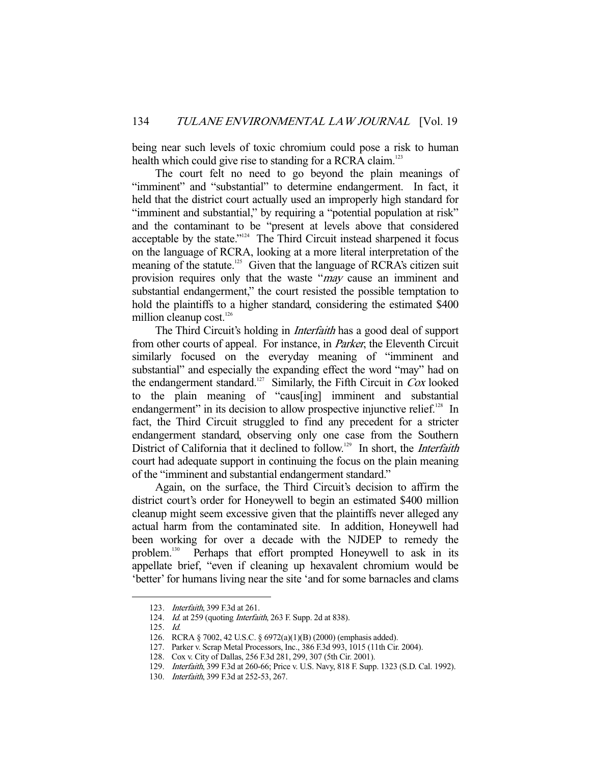being near such levels of toxic chromium could pose a risk to human health which could give rise to standing for a RCRA claim.[123]

The court felt no need to go beyond the plain meanings of "imminent" and "substantial" to determine endangerment. In fact, it held that the district court actually used an improperly high standard for "imminent and substantial," by requiring a "potential population at risk" and the contaminant to be "present at levels above that considered acceptable by the state."[124] The Third Circuit instead sharpened it focus on the language of RCRA, looking at a more literal interpretation of the meaning of the statute.[125] Given that the language of RCRA's citizen suit provision requires only that the waste "*may* cause an imminent and substantial endangerment," the court resisted the possible temptation to hold the plaintiffs to a higher standard, considering the estimated $400 million cleanup cost.[126]

The Third Circuit's holding in *Interfaith* has a good deal of support from other courts of appeal. For instance, in *Parker*, the Eleventh Circuit similarly focused on the everyday meaning of "imminent and substantial" and especially the expanding effect the word "may" had on the endangerment standard.[127] Similarly, the Fifth Circuit in *Cox* looked to the plain meaning of "caus[ing] imminent and substantial endangerment" in its decision to allow prospective injunctive relief.[128] In fact, the Third Circuit struggled to find any precedent for a stricter endangerment standard, observing only one case from the Southern District of California that it declined to follow.[129] In short, the *Interfaith* court had adequate support in continuing the focus on the plain meaning of the "imminent and substantial endangerment standard."

Again, on the surface, the Third Circuit's decision to affirm the district court's order for Honeywell to begin an estimated $400 million cleanup might seem excessive given that the plaintiffs never alleged any actual harm from the contaminated site. In addition, Honeywell had been working for over a decade with the NJDEP to remedy the problem.[130] Perhaps that effort prompted Honeywell to ask in its appellate brief, "even if cleaning up hexavalent chromium would be 'better' for humans living near the site 'and for some barnacles and clams

---

123. *Interfaith*, 399 F.3d at 261.

124. *Id.* at 259 (quoting *Interfaith*, 263 F. Supp. 2d at 838).

125. *Id.*

126. RCRA § 7002, 42 U.S.C. § 6972(a)(1)(B) (2000) (emphasis added).

127. Parker v. Scrap Metal Processors, Inc., 386 F.3d 993, 1015 (11th Cir. 2004).

128. Cox v. City of Dallas, 256 F.3d 281, 299, 307 (5th Cir. 2001).

129. *Interfaith*, 399 F.3d at 260-66; Price v. U.S. Navy, 818 F. Supp. 1323 (S.D. Cal. 1992).

130. *Interfaith*, 399 F.3d at 252-53, 267.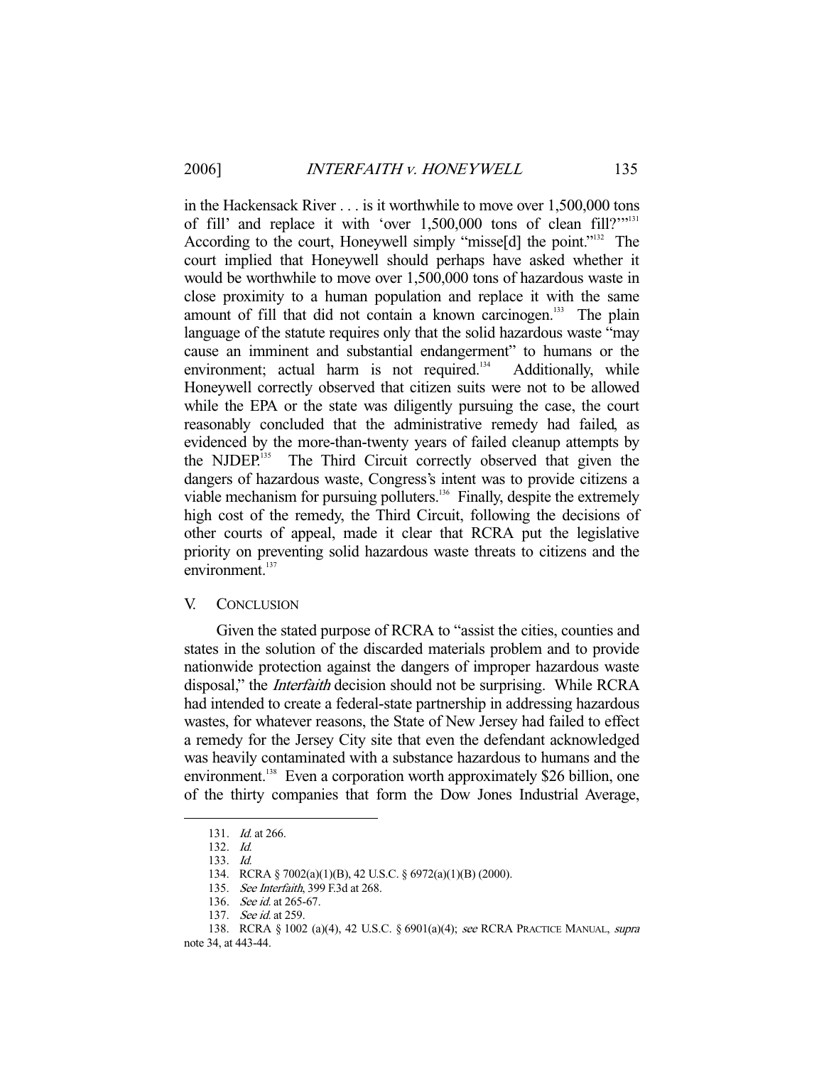in the Hackensack River . . . is it worthwhile to move over 1,500,000 tons of fill' and replace it with 'over 1,500,000 tons of clean fill?'"[131] According to the court, Honeywell simply "misse[d] the point."[132] The court implied that Honeywell should perhaps have asked whether it would be worthwhile to move over 1,500,000 tons of hazardous waste in close proximity to a human population and replace it with the same amount of fill that did not contain a known carcinogen.[133] The plain language of the statute requires only that the solid hazardous waste "may cause an imminent and substantial endangerment" to humans or the environment; actual harm is not required.[134] Additionally, while Honeywell correctly observed that citizen suits were not to be allowed while the EPA or the state was diligently pursuing the case, the court reasonably concluded that the administrative remedy had failed, as evidenced by the more-than-twenty years of failed cleanup attempts by the NJDEP.[135] The Third Circuit correctly observed that given the dangers of hazardous waste, Congress's intent was to provide citizens a viable mechanism for pursuing polluters.[136] Finally, despite the extremely high cost of the remedy, the Third Circuit, following the decisions of other courts of appeal, made it clear that RCRA put the legislative priority on preventing solid hazardous waste threats to citizens and the environment.[137]

## V. CONCLUSION

Given the stated purpose of RCRA to "assist the cities, counties and states in the solution of the discarded materials problem and to provide nationwide protection against the dangers of improper hazardous waste disposal," the *Interfaith* decision should not be surprising. While RCRA had intended to create a federal-state partnership in addressing hazardous wastes, for whatever reasons, the State of New Jersey had failed to effect a remedy for the Jersey City site that even the defendant acknowledged was heavily contaminated with a substance hazardous to humans and the environment.[138] Even a corporation worth approximately $26 billion, one of the thirty companies that form the Dow Jones Industrial Average,

---

131. *Id.* at 266.

132. *Id.*

133. *Id.*

134. RCRA § 7002(a)(1)(B), 42 U.S.C. § 6972(a)(1)(B) (2000).

135. *See Interfaith*, 399 F.3d at 268.

136. *See id.* at 265-67.

137. *See id.* at 259.

138. RCRA § 1002 (a)(4), 42 U.S.C. § 6901(a)(4); *see* RCRA PRACTICE MANUAL, *supra* note 34, at 443-44.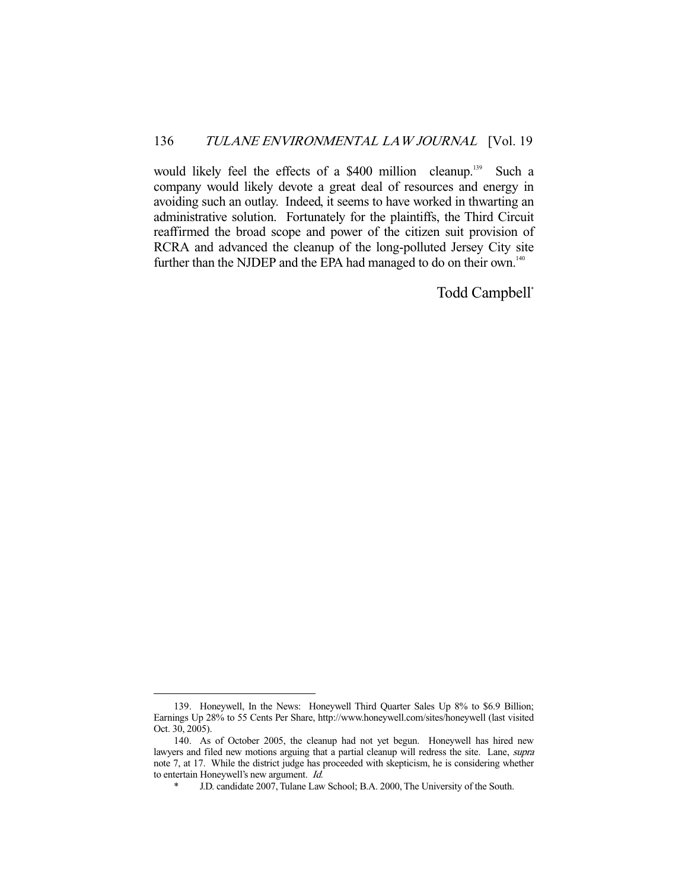would likely feel the effects of a $400 million cleanup.[139] Such a company would likely devote a great deal of resources and energy in avoiding such an outlay. Indeed, it seems to have worked in thwarting an administrative solution. Fortunately for the plaintiffs, the Third Circuit reaffirmed the broad scope and power of the citizen suit provision of RCRA and advanced the cleanup of the long-polluted Jersey City site further than the NJDEP and the EPA had managed to do on their own.[140]

Todd Campbell*

---

139. Honeywell, In the News: Honeywell Third Quarter Sales Up 8% to $6.9 Billion; Earnings Up 28% to 55 Cents Per Share, http://www.honeywell.com/sites/honeywell (last visited Oct. 30, 2005).

140. As of October 2005, the cleanup had not yet begun. Honeywell has hired new lawyers and filed new motions arguing that a partial cleanup will redress the site. Lane, *supra* note 7, at 17. While the district judge has proceeded with skepticism, he is considering whether to entertain Honeywell's new argument. *Id.*

\* J.D. candidate 2007, Tulane Law School; B.A. 2000, The University of the South.